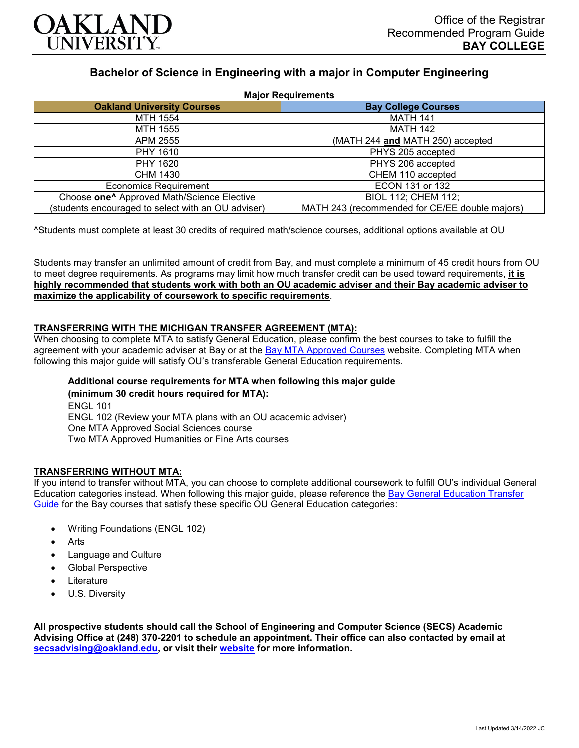Office of the Registrar
Recommended Program Guide
**BAY COLLEGE**

# Bachelor of Science in Engineering with a major in Computer Engineering

**Major Requirements**

| Oakland University Courses | Bay College Courses |
|---|---|
| MTH 1554 | MATH 141 |
| MTH 1555 | MATH 142 |
| APM 2555 | (MATH 244 **and** MATH 250) accepted |
| PHY 1610 | PHYS 205 accepted |
| PHY 1620 | PHYS 206 accepted |
| CHM 1430 | CHEM 110 accepted |
| Economics Requirement | ECON 131 or 132 |
| Choose **one^** Approved Math/Science Elective (students encouraged to select with an OU adviser) | BIOL 112; CHEM 112; MATH 243 (recommended for CE/EE double majors) |

^Students must complete at least 30 credits of required math/science courses, additional options available at OU

Students may transfer an unlimited amount of credit from Bay, and must complete a minimum of 45 credit hours from OU to meet degree requirements. As programs may limit how much transfer credit can be used toward requirements, **it is highly recommended that students work with both an OU academic adviser and their Bay academic adviser to maximize the applicability of coursework to specific requirements**.

## TRANSFERRING WITH THE MICHIGAN TRANSFER AGREEMENT (MTA):

When choosing to complete MTA to satisfy General Education, please confirm the best courses to take to fulfill the agreement with your academic adviser at Bay or at the Bay MTA Approved Courses website. Completing MTA when following this major guide will satisfy OU's transferable General Education requirements.

**Additional course requirements for MTA when following this major guide (minimum 30 credit hours required for MTA):**

ENGL 101
ENGL 102 (Review your MTA plans with an OU academic adviser)
One MTA Approved Social Sciences course
Two MTA Approved Humanities or Fine Arts courses

## TRANSFERRING WITHOUT MTA:

If you intend to transfer without MTA, you can choose to complete additional coursework to fulfill OU's individual General Education categories instead. When following this major guide, please reference the Bay General Education Transfer Guide for the Bay courses that satisfy these specific OU General Education categories:

- Writing Foundations (ENGL 102)
- Arts
- Language and Culture
- Global Perspective
- Literature
- U.S. Diversity

**All prospective students should call the School of Engineering and Computer Science (SECS) Academic Advising Office at (248) 370-2201 to schedule an appointment. Their office can also contacted by email at secsadvising@oakland.edu, or visit their website for more information.**

Last Updated 3/14/2022 JC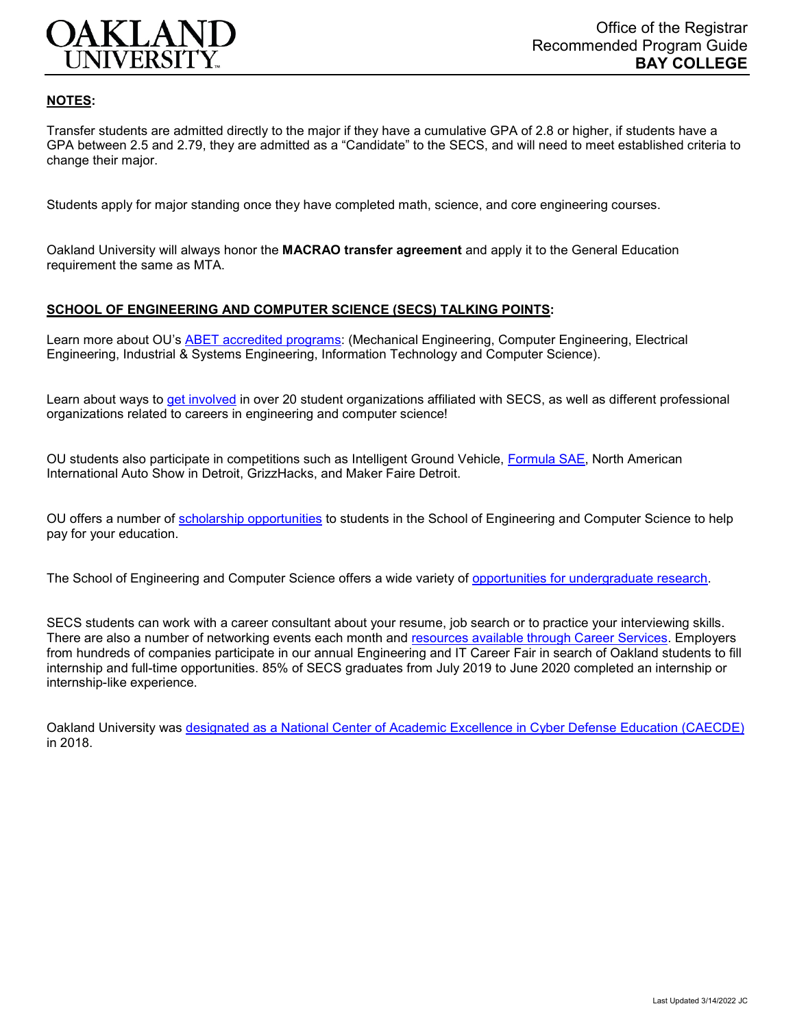**NOTES:**

Transfer students are admitted directly to the major if they have a cumulative GPA of 2.8 or higher, if students have a GPA between 2.5 and 2.79, they are admitted as a "Candidate" to the SECS, and will need to meet established criteria to change their major.

Students apply for major standing once they have completed math, science, and core engineering courses.

Oakland University will always honor the **MACRAO transfer agreement** and apply it to the General Education requirement the same as MTA.

**SCHOOL OF ENGINEERING AND COMPUTER SCIENCE (SECS) TALKING POINTS:**

Learn more about OU's ABET accredited programs: (Mechanical Engineering, Computer Engineering, Electrical Engineering, Industrial & Systems Engineering, Information Technology and Computer Science).

Learn about ways to get involved in over 20 student organizations affiliated with SECS, as well as different professional organizations related to careers in engineering and computer science!

OU students also participate in competitions such as Intelligent Ground Vehicle, Formula SAE, North American International Auto Show in Detroit, GrizzHacks, and Maker Faire Detroit.

OU offers a number of scholarship opportunities to students in the School of Engineering and Computer Science to help pay for your education.

The School of Engineering and Computer Science offers a wide variety of opportunities for undergraduate research.

SECS students can work with a career consultant about your resume, job search or to practice your interviewing skills. There are also a number of networking events each month and resources available through Career Services. Employers from hundreds of companies participate in our annual Engineering and IT Career Fair in search of Oakland students to fill internship and full-time opportunities. 85% of SECS graduates from July 2019 to June 2020 completed an internship or internship-like experience.

Oakland University was designated as a National Center of Academic Excellence in Cyber Defense Education (CAECDE) in 2018.

Last Updated 3/14/2022 JC